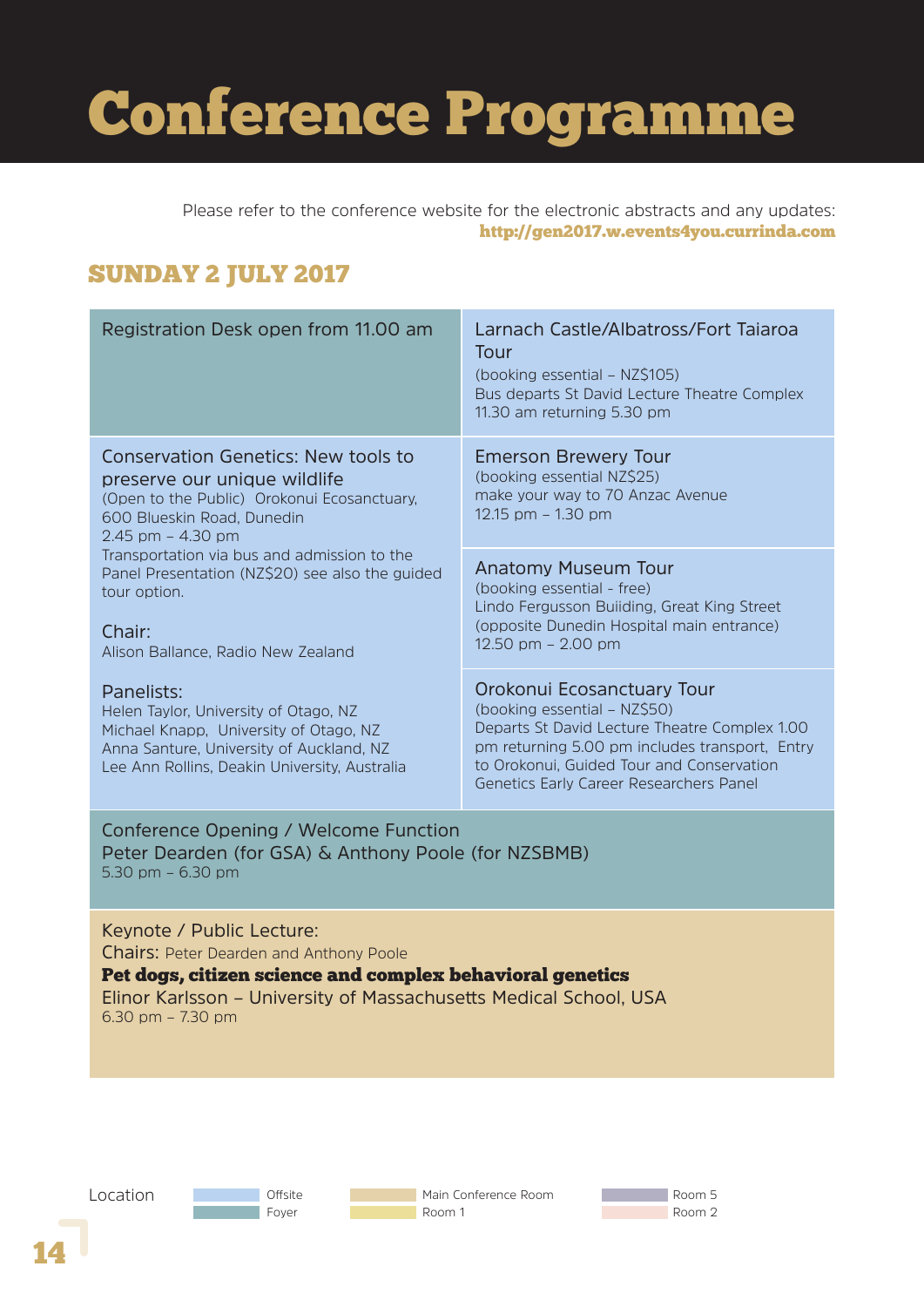# Conference Programme

Please refer to the conference website for the electronic abstracts and any updates:
**http://gen2017.w.events4you.currinda.com**

## SUNDAY 2 JULY 2017

Registration Desk open from 11.00 am

Larnach Castle/Albatross/Fort Taiaroa Tour
(booking essential – NZ$105)
Bus departs St David Lecture Theatre Complex
11.30 am returning 5.30 pm

Conservation Genetics: New tools to preserve our unique wildlife
(Open to the Public) Orokonui Ecosanctuary, 600 Blueskin Road, Dunedin
2.45 pm – 4.30 pm
Transportation via bus and admission to the Panel Presentation (NZ$20) see also the guided tour option.

Chair:
Alison Ballance, Radio New Zealand

Panelists:
Helen Taylor, University of Otago, NZ
Michael Knapp, University of Otago, NZ
Anna Santure, University of Auckland, NZ
Lee Ann Rollins, Deakin University, Australia

Emerson Brewery Tour
(booking essential NZ$25)
make your way to 70 Anzac Avenue
12.15 pm – 1.30 pm

Anatomy Museum Tour
(booking essential - free)
Lindo Fergusson Buiiding, Great King Street
(opposite Dunedin Hospital main entrance)
12.50 pm – 2.00 pm

Orokonui Ecosanctuary Tour
(booking essential – NZ$50)
Departs St David Lecture Theatre Complex 1.00 pm returning 5.00 pm includes transport, Entry to Orokonui, Guided Tour and Conservation Genetics Early Career Researchers Panel

Conference Opening / Welcome Function
Peter Dearden (for GSA) & Anthony Poole (for NZSBMB)
5.30 pm – 6.30 pm

Keynote / Public Lecture:
Chairs: Peter Dearden and Anthony Poole
**Pet dogs, citizen science and complex behavioral genetics**
Elinor Karlsson – University of Massachusetts Medical School, USA
6.30 pm – 7.30 pm

Location: Offsite | Foyer | Main Conference Room | Room 1 | Room 5 | Room 2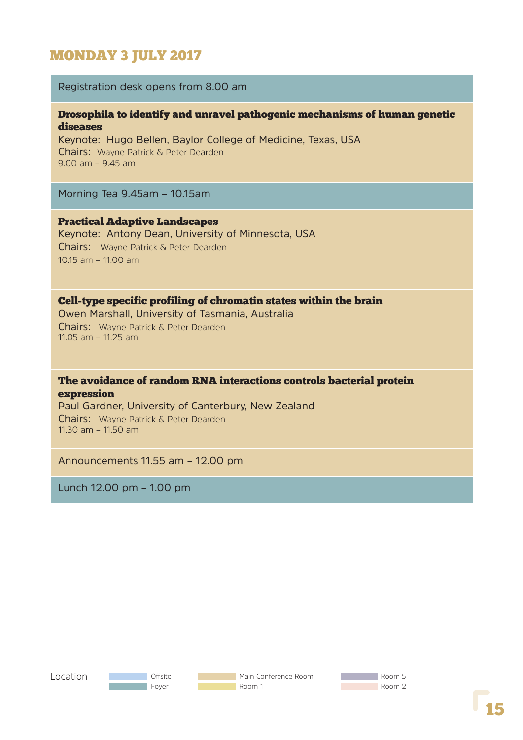# MONDAY 3 JULY 2017

Registration desk opens from 8.00 am

**Drosophila to identify and unravel pathogenic mechanisms of human genetic diseases**
Keynote: Hugo Bellen, Baylor College of Medicine, Texas, USA
Chairs: Wayne Patrick & Peter Dearden
9.00 am – 9.45 am

Morning Tea 9.45am – 10.15am

**Practical Adaptive Landscapes**
Keynote: Antony Dean, University of Minnesota, USA
Chairs: Wayne Patrick & Peter Dearden
10.15 am – 11.00 am

**Cell-type specific profiling of chromatin states within the brain**
Owen Marshall, University of Tasmania, Australia
Chairs: Wayne Patrick & Peter Dearden
11.05 am – 11.25 am

**The avoidance of random RNA interactions controls bacterial protein expression**
Paul Gardner, University of Canterbury, New Zealand
Chairs: Wayne Patrick & Peter Dearden
11.30 am – 11.50 am

Announcements 11.55 am – 12.00 pm

Lunch 12.00 pm – 1.00 pm

Location: Offsite | Foyer | Main Conference Room | Room 1 | Room 5 | Room 2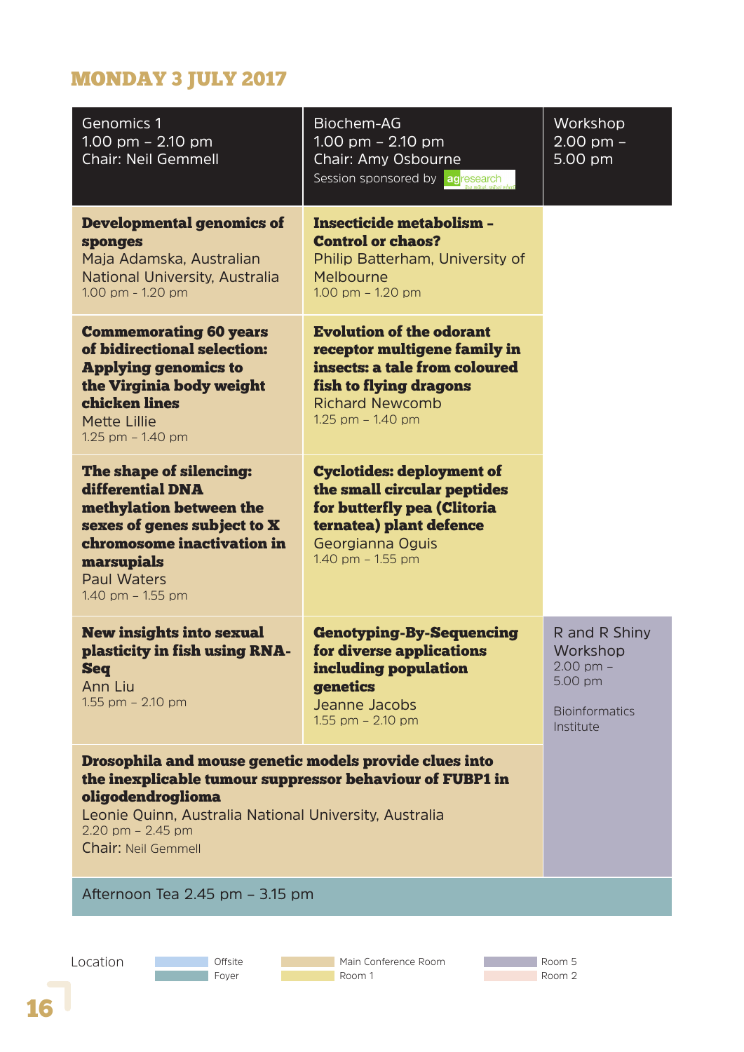## MONDAY 3 JULY 2017

| Genomics 1<br>1.00 pm – 2.10 pm<br>Chair: Neil Gemmell | Biochem-AG<br>1.00 pm – 2.10 pm<br>Chair: Amy Osbourne<br>Session sponsored by agresearch | Workshop<br>2.00 pm – 5.00 pm |
|---|---|---|
| **Developmental genomics of sponges**<br>Maja Adamska, Australian National University, Australia<br>1.00 pm - 1.20 pm | **Insecticide metabolism - Control or chaos?**<br>Philip Batterham, University of Melbourne<br>1.00 pm – 1.20 pm | |
| **Commemorating 60 years of bidirectional selection: Applying genomics to the Virginia body weight chicken lines**<br>Mette Lillie<br>1.25 pm – 1.40 pm | **Evolution of the odorant receptor multigene family in insects: a tale from coloured fish to flying dragons**<br>Richard Newcomb<br>1.25 pm – 1.40 pm | |
| **The shape of silencing: differential DNA methylation between the sexes of genes subject to X chromosome inactivation in marsupials**<br>Paul Waters<br>1.40 pm – 1.55 pm | **Cyclotides: deployment of the small circular peptides for butterfly pea (Clitoria ternatea) plant defence**<br>Georgianna Oguis<br>1.40 pm – 1.55 pm | |
| **New insights into sexual plasticity in fish using RNA-Seq**<br>Ann Liu<br>1.55 pm – 2.10 pm | **Genotyping-By-Sequencing for diverse applications including population genetics**<br>Jeanne Jacobs<br>1.55 pm – 2.10 pm | R and R Shiny Workshop<br>2.00 pm – 5.00 pm<br>Bioinformatics Institute |
| **Drosophila and mouse genetic models provide clues into the inexplicable tumour suppressor behaviour of FUBP1 in oligodendroglioma**<br>Leonie Quinn, Australia National University, Australia<br>2.20 pm – 2.45 pm<br>Chair: Neil Gemmell | | |
| Afternoon Tea 2.45 pm – 3.15 pm | | |

Location: Offsite | Foyer | Main Conference Room | Room 1 | Room 5 | Room 2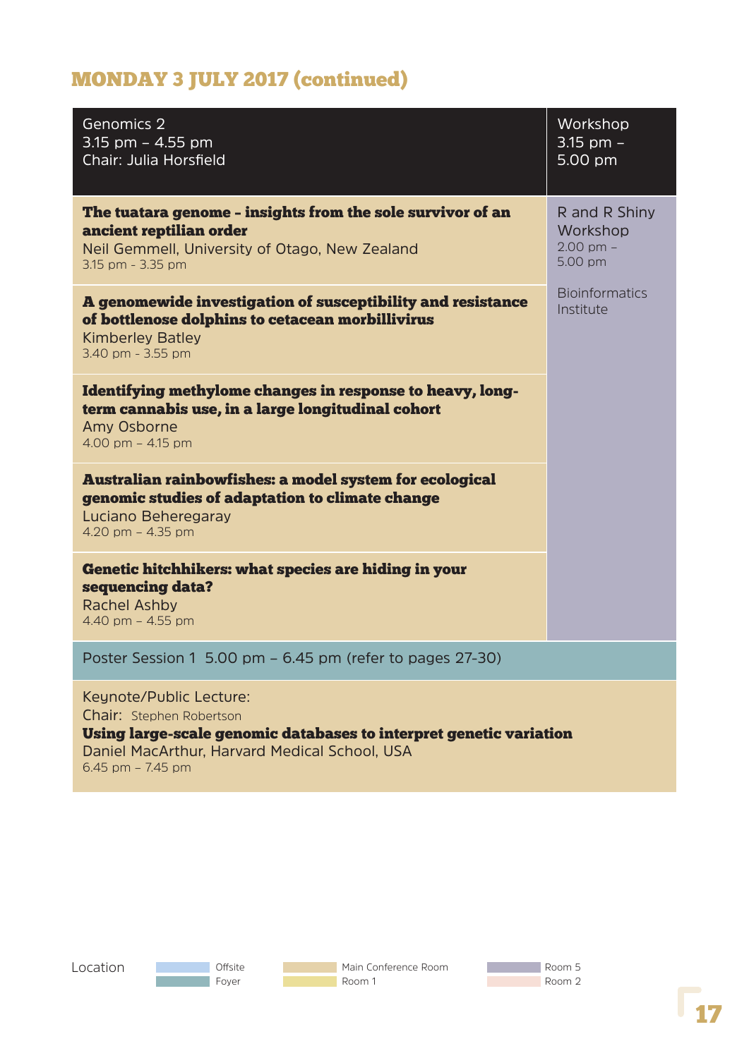# MONDAY 3 JULY 2017 (continued)

| Genomics 2<br>3.15 pm – 4.55 pm<br>Chair: Julia Horsfield | Workshop<br>3.15 pm – 5.00 pm |
|---|---|
| **The tuatara genome – insights from the sole survivor of an ancient reptilian order**<br>Neil Gemmell, University of Otago, New Zealand<br>3.15 pm - 3.35 pm | R and R Shiny Workshop<br>2.00 pm – 5.00 pm<br><br>Bioinformatics Institute |
| **A genomewide investigation of susceptibility and resistance of bottlenose dolphins to cetacean morbillivirus**<br>Kimberley Batley<br>3.40 pm - 3.55 pm | |
| **Identifying methylome changes in response to heavy, long-term cannabis use, in a large longitudinal cohort**<br>Amy Osborne<br>4.00 pm – 4.15 pm | |
| **Australian rainbowfishes: a model system for ecological genomic studies of adaptation to climate change**<br>Luciano Beheregaray<br>4.20 pm – 4.35 pm | |
| **Genetic hitchhikers: what species are hiding in your sequencing data?**<br>Rachel Ashby<br>4.40 pm – 4.55 pm | |

Poster Session 1 5.00 pm – 6.45 pm (refer to pages 27-30)

Keynote/Public Lecture:
Chair: Stephen Robertson
**Using large-scale genomic databases to interpret genetic variation**
Daniel MacArthur, Harvard Medical School, USA
6.45 pm – 7.45 pm

Location: Offsite | Foyer | Main Conference Room | Room 1 | Room 5 | Room 2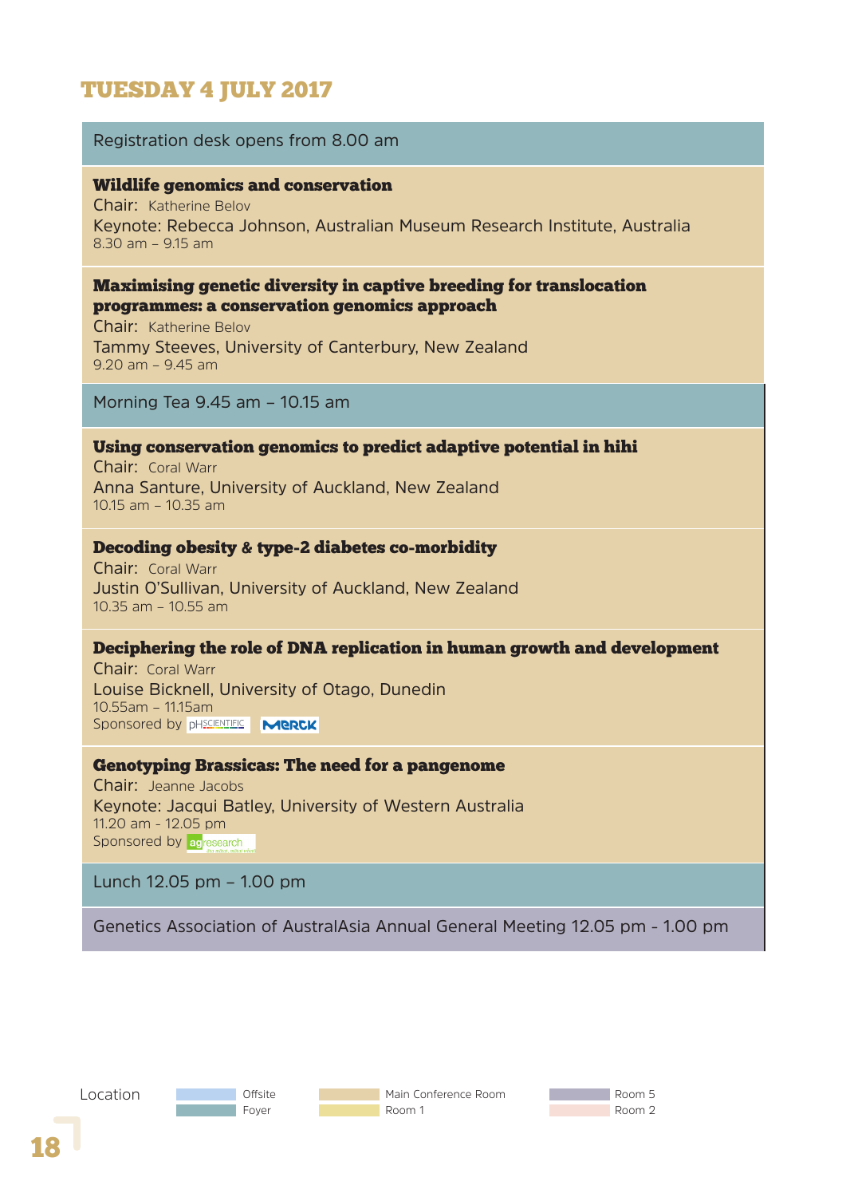# TUESDAY 4 JULY 2017

Registration desk opens from 8.00 am

**Wildlife genomics and conservation**
Chair: Katherine Belov
Keynote: Rebecca Johnson, Australian Museum Research Institute, Australia
8.30 am – 9.15 am

**Maximising genetic diversity in captive breeding for translocation programmes: a conservation genomics approach**
Chair: Katherine Belov
Tammy Steeves, University of Canterbury, New Zealand
9.20 am – 9.45 am

Morning Tea 9.45 am – 10.15 am

**Using conservation genomics to predict adaptive potential in hihi**
Chair: Coral Warr
Anna Santure, University of Auckland, New Zealand
10.15 am – 10.35 am

**Decoding obesity & type-2 diabetes co-morbidity**
Chair: Coral Warr
Justin O'Sullivan, University of Auckland, New Zealand
10.35 am – 10.55 am

**Deciphering the role of DNA replication in human growth and development**
Chair: Coral Warr
Louise Bicknell, University of Otago, Dunedin
10.55am – 11.15am
Sponsored by pHSCIENTIFIC MERCK

**Genotyping Brassicas: The need for a pangenome**
Chair: Jeanne Jacobs
Keynote: Jacqui Batley, University of Western Australia
11.20 am - 12.05 pm
Sponsored by agresearch

Lunch 12.05 pm – 1.00 pm

Genetics Association of AustralAsia Annual General Meeting 12.05 pm - 1.00 pm

Location: Offsite | Foyer | Main Conference Room | Room 1 | Room 5 | Room 2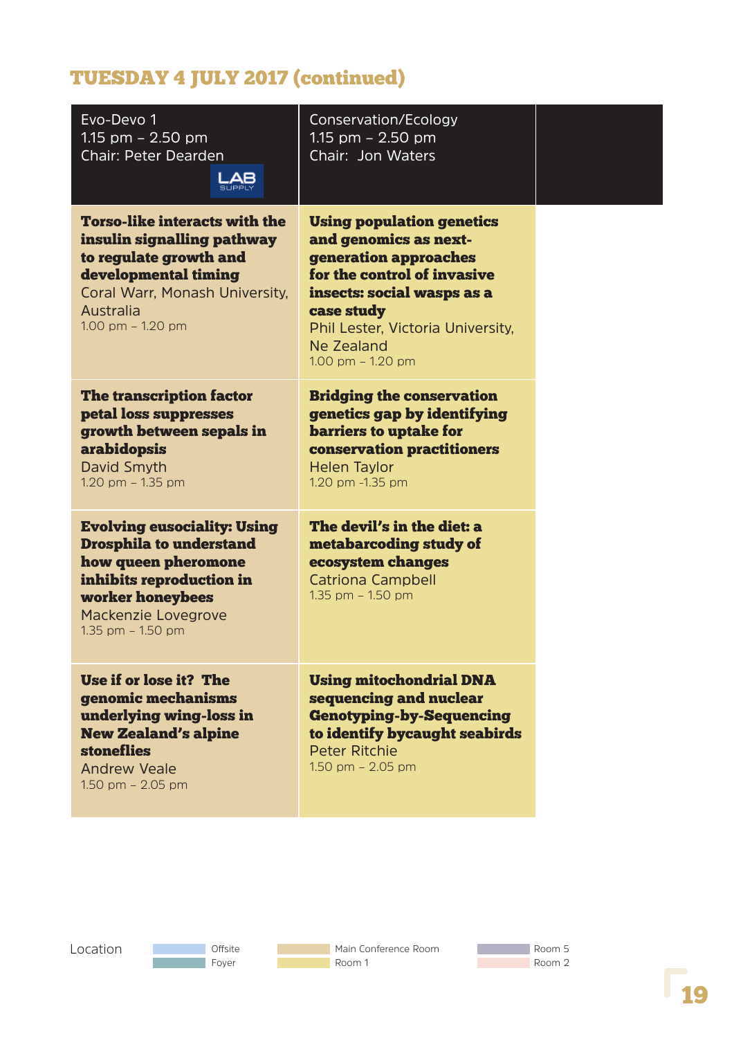## TUESDAY 4 JULY 2017 (continued)

| Evo-Devo 1<br>1.15 pm – 2.50 pm<br>Chair: Peter Dearden<br>LAB SUPPLY | Conservation/Ecology<br>1.15 pm – 2.50 pm<br>Chair: Jon Waters | |
|---|---|---|
| **Torso-like interacts with the insulin signalling pathway to regulate growth and developmental timing**<br>Coral Warr, Monash University, Australia<br>1.00 pm – 1.20 pm | **Using population genetics and genomics as next-generation approaches for the control of invasive insects: social wasps as a case study**<br>Phil Lester, Victoria University, Ne Zealand<br>1.00 pm – 1.20 pm | |
| **The transcription factor petal loss suppresses growth between sepals in arabidopsis**<br>David Smyth<br>1.20 pm – 1.35 pm | **Bridging the conservation genetics gap by identifying barriers to uptake for conservation practitioners**<br>Helen Taylor<br>1.20 pm -1.35 pm | |
| **Evolving eusociality: Using Drosphila to understand how queen pheromone inhibits reproduction in worker honeybees**<br>Mackenzie Lovegrove<br>1.35 pm – 1.50 pm | **The devil's in the diet: a metabarcoding study of ecosystem changes**<br>Catriona Campbell<br>1.35 pm – 1.50 pm | |
| **Use if or lose it? The genomic mechanisms underlying wing-loss in New Zealand's alpine stoneflies**<br>Andrew Veale<br>1.50 pm – 2.05 pm | **Using mitochondrial DNA sequencing and nuclear Genotyping-by-Sequencing to identify bycaught seabirds**<br>Peter Ritchie<br>1.50 pm – 2.05 pm | |

Location: Offsite | Foyer | Main Conference Room | Room 1 | Room 5 | Room 2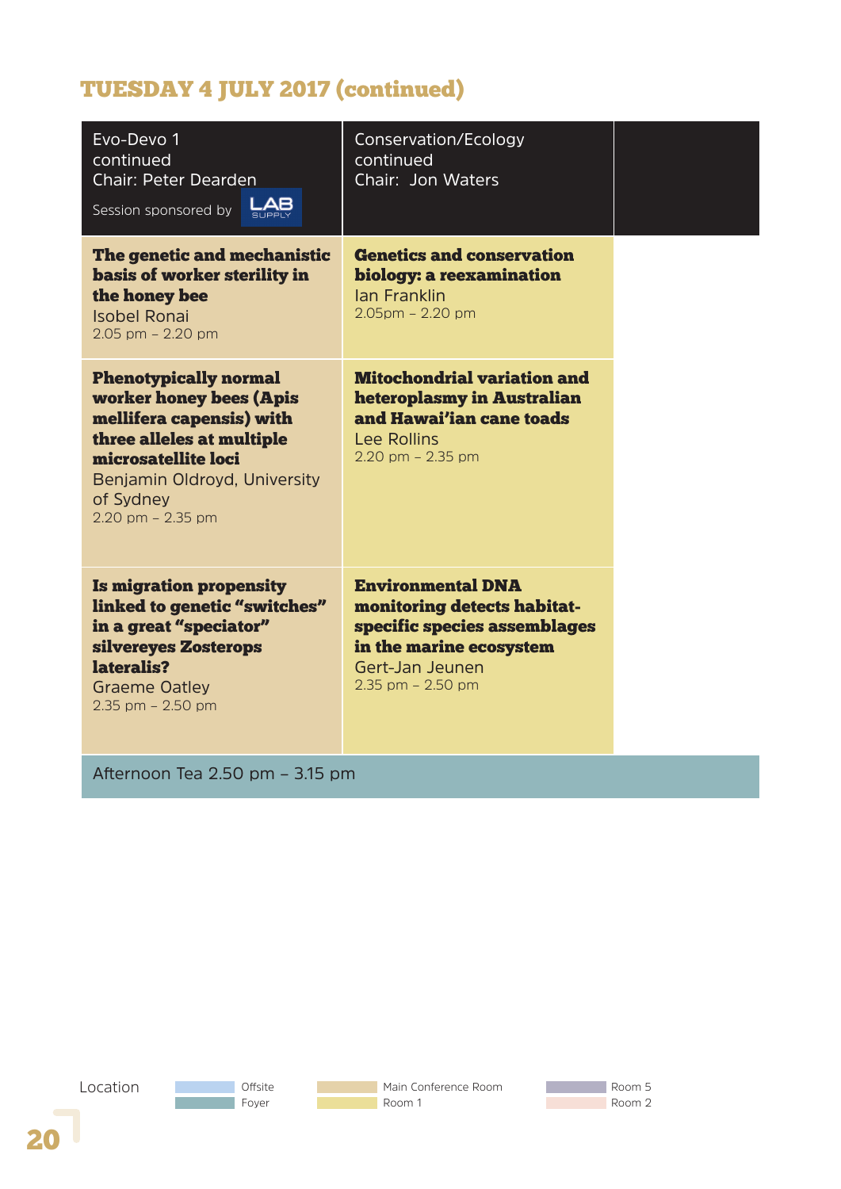## TUESDAY 4 JULY 2017 (continued)

| Evo-Devo 1 continued<br>Chair: Peter Dearden<br>Session sponsored by LAB SUPPLY | Conservation/Ecology continued<br>Chair: Jon Waters | |
|---|---|---|
| **The genetic and mechanistic basis of worker sterility in the honey bee**<br>Isobel Ronai<br>2.05 pm – 2.20 pm | **Genetics and conservation biology: a reexamination**<br>Ian Franklin<br>2.05pm – 2.20 pm | |
| **Phenotypically normal worker honey bees (Apis mellifera capensis) with three alleles at multiple microsatellite loci**<br>Benjamin Oldroyd, University of Sydney<br>2.20 pm – 2.35 pm | **Mitochondrial variation and heteroplasmy in Australian and Hawai'ian cane toads**<br>Lee Rollins<br>2.20 pm – 2.35 pm | |
| **Is migration propensity linked to genetic "switches" in a great "speciator" silvereyes Zosterops lateralis?**<br>Graeme Oatley<br>2.35 pm – 2.50 pm | **Environmental DNA monitoring detects habitat-specific species assemblages in the marine ecosystem**<br>Gert-Jan Jeunen<br>2.35 pm – 2.50 pm | |
| Afternoon Tea 2.50 pm – 3.15 pm | | |

Location: Offsite | Foyer | Main Conference Room | Room 1 | Room 5 | Room 2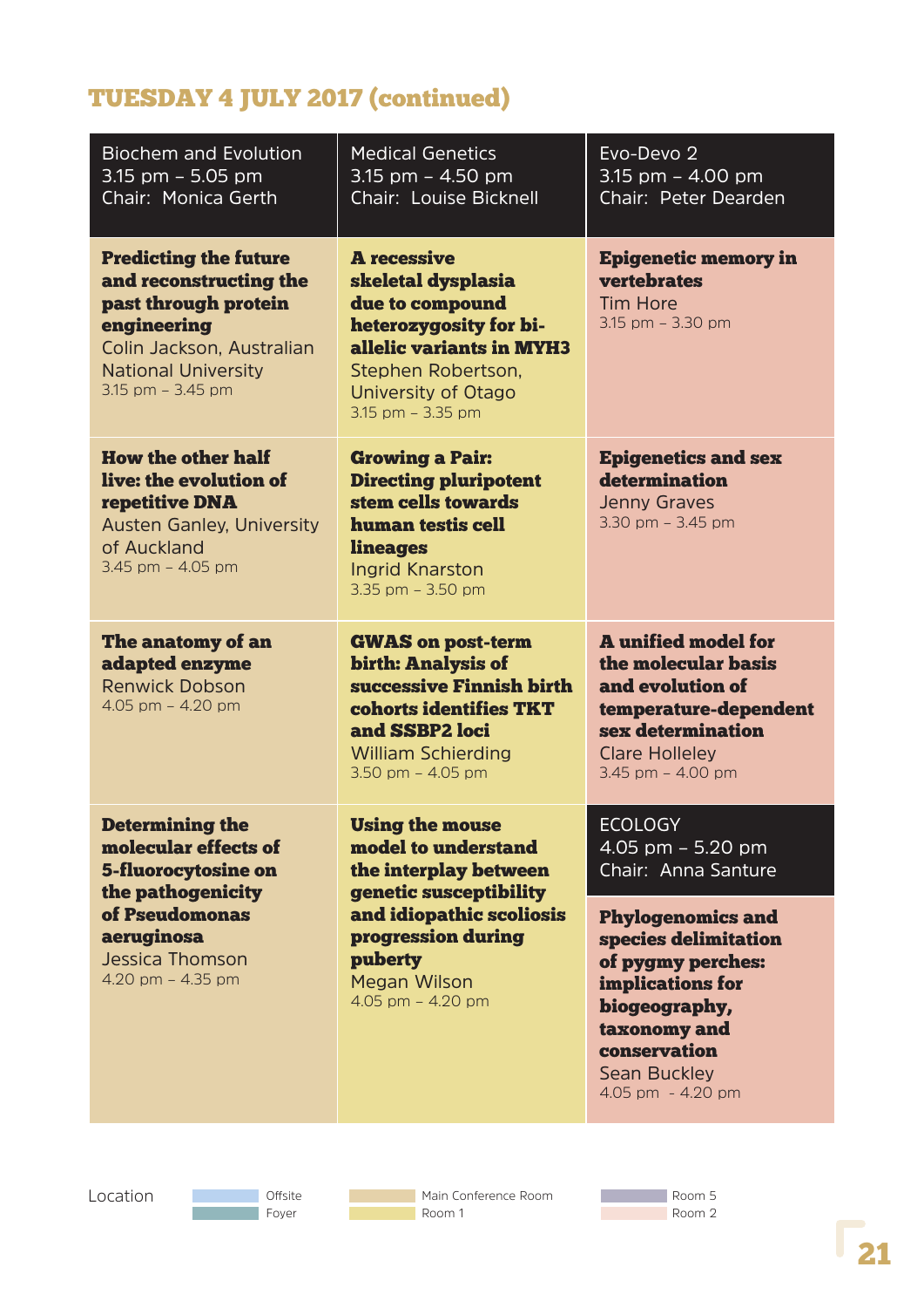## TUESDAY 4 JULY 2017 (continued)

| Biochem and Evolution<br>3.15 pm – 5.05 pm<br>Chair: Monica Gerth | Medical Genetics<br>3.15 pm – 4.50 pm<br>Chair: Louise Bicknell | Evo-Devo 2<br>3.15 pm – 4.00 pm<br>Chair: Peter Dearden |
|---|---|---|
| **Predicting the future and reconstructing the past through protein engineering**<br>Colin Jackson, Australian National University<br>3.15 pm – 3.45 pm | **A recessive skeletal dysplasia due to compound heterozygosity for bi-allelic variants in MYH3**<br>Stephen Robertson, University of Otago<br>3.15 pm – 3.35 pm | **Epigenetic memory in vertebrates**<br>Tim Hore<br>3.15 pm – 3.30 pm |
| **How the other half live: the evolution of repetitive DNA**<br>Austen Ganley, University of Auckland<br>3.45 pm – 4.05 pm | **Growing a Pair: Directing pluripotent stem cells towards human testis cell lineages**<br>Ingrid Knarston<br>3.35 pm – 3.50 pm | **Epigenetics and sex determination**<br>Jenny Graves<br>3.30 pm – 3.45 pm |
| **The anatomy of an adapted enzyme**<br>Renwick Dobson<br>4.05 pm – 4.20 pm | **GWAS on post-term birth: Analysis of successive Finnish birth cohorts identifies TKT and SSBP2 loci**<br>William Schierding<br>3.50 pm – 4.05 pm | **A unified model for the molecular basis and evolution of temperature-dependent sex determination**<br>Clare Holleley<br>3.45 pm – 4.00 pm |
| **Determining the molecular effects of 5-fluorocytosine on the pathogenicity of Pseudomonas aeruginosa**<br>Jessica Thomson<br>4.20 pm – 4.35 pm | **Using the mouse model to understand the interplay between genetic susceptibility and idiopathic scoliosis progression during puberty**<br>Megan Wilson<br>4.05 pm – 4.20 pm | ECOLOGY<br>4.05 pm – 5.20 pm<br>Chair: Anna Santure<br><br>**Phylogenomics and species delimitation of pygmy perches: implications for biogeography, taxonomy and conservation**<br>Sean Buckley<br>4.05 pm - 4.20 pm |

Location: Offsite; Foyer; Main Conference Room; Room 1; Room 5; Room 2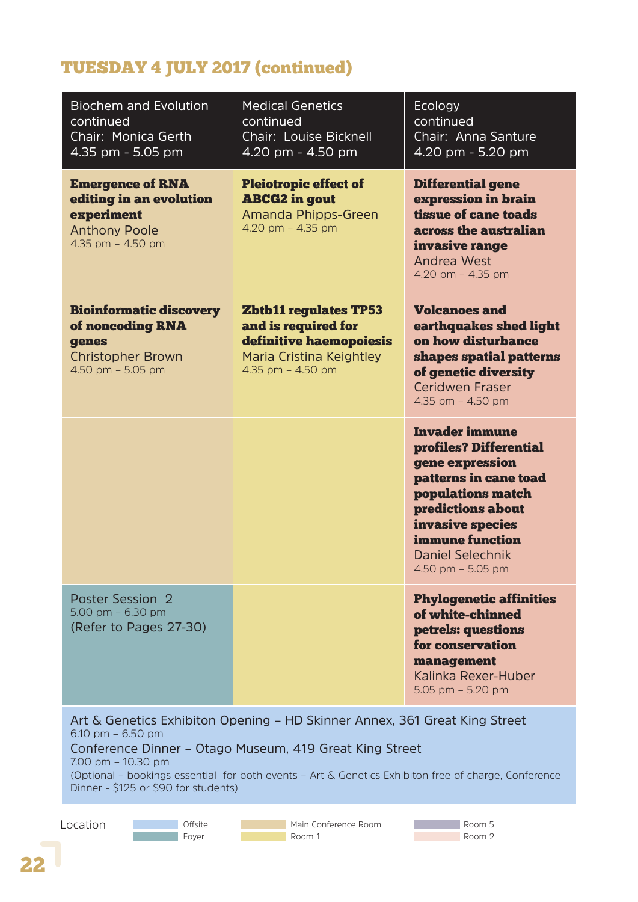## TUESDAY 4 JULY 2017 (continued)

| Biochem and Evolution continued<br>Chair: Monica Gerth<br>4.35 pm - 5.05 pm | Medical Genetics continued<br>Chair: Louise Bicknell<br>4.20 pm - 4.50 pm | Ecology continued<br>Chair: Anna Santure<br>4.20 pm - 5.20 pm |
|---|---|---|
| **Emergence of RNA editing in an evolution experiment**<br>Anthony Poole<br>4.35 pm – 4.50 pm | **Pleiotropic effect of ABCG2 in gout**<br>Amanda Phipps-Green<br>4.20 pm – 4.35 pm | **Differential gene expression in brain tissue of cane toads across the australian invasive range**<br>Andrea West<br>4.20 pm – 4.35 pm |
| **Bioinformatic discovery of noncoding RNA genes**<br>Christopher Brown<br>4.50 pm – 5.05 pm | **Zbtb11 regulates TP53 and is required for definitive haemopoiesis**<br>Maria Cristina Keightley<br>4.35 pm – 4.50 pm | **Volcanoes and earthquakes shed light on how disturbance shapes spatial patterns of genetic diversity**<br>Ceridwen Fraser<br>4.35 pm – 4.50 pm |
| | | **Invader immune profiles? Differential gene expression patterns in cane toad populations match predictions about invasive species immune function**<br>Daniel Selechnik<br>4.50 pm – 5.05 pm |
| Poster Session 2<br>5.00 pm – 6.30 pm<br>(Refer to Pages 27-30) | | **Phylogenetic affinities of white-chinned petrels: questions for conservation management**<br>Kalinka Rexer-Huber<br>5.05 pm – 5.20 pm |

Art & Genetics Exhibiton Opening – HD Skinner Annex, 361 Great King Street
6.10 pm – 6.50 pm

Conference Dinner – Otago Museum, 419 Great King Street
7.00 pm – 10.30 pm

(Optional – bookings essential for both events – Art & Genetics Exhibiton free of charge, Conference Dinner - $125 or $90 for students)

Location: Offsite; Foyer; Main Conference Room; Room 1; Room 5; Room 2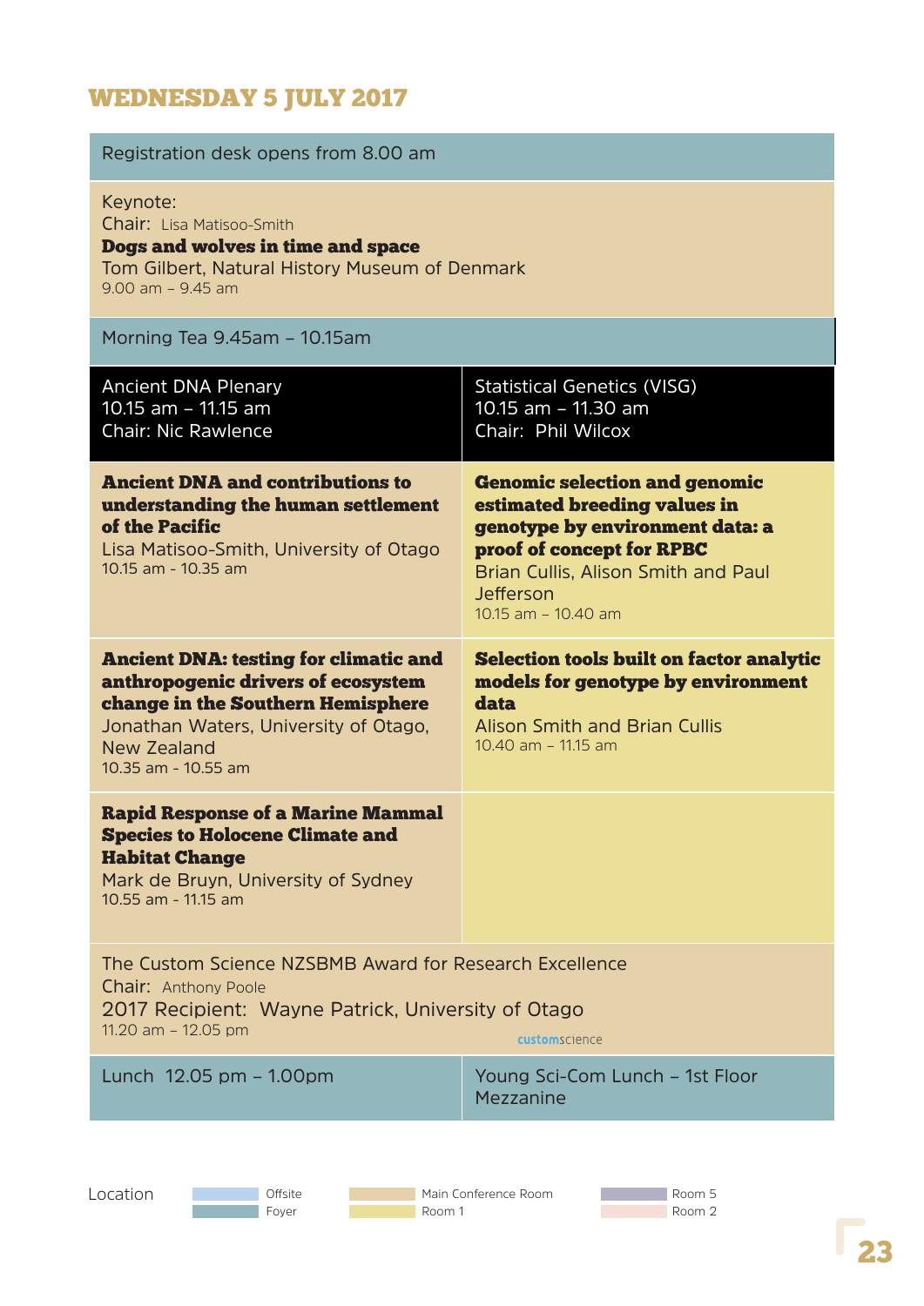## WEDNESDAY 5 JULY 2017

Registration desk opens from 8.00 am

Keynote:
Chair: Lisa Matisoo-Smith
**Dogs and wolves in time and space**
Tom Gilbert, Natural History Museum of Denmark
9.00 am – 9.45 am

Morning Tea 9.45am – 10.15am

| Ancient DNA Plenary<br>10.15 am – 11.15 am<br>Chair: Nic Rawlence | Statistical Genetics (VISG)<br>10.15 am – 11.30 am<br>Chair: Phil Wilcox |
|---|---|
| **Ancient DNA and contributions to understanding the human settlement of the Pacific**<br>Lisa Matisoo-Smith, University of Otago<br>10.15 am - 10.35 am | **Genomic selection and genomic estimated breeding values in genotype by environment data: a proof of concept for RPBC**<br>Brian Cullis, Alison Smith and Paul Jefferson<br>10.15 am – 10.40 am |
| **Ancient DNA: testing for climatic and anthropogenic drivers of ecosystem change in the Southern Hemisphere**<br>Jonathan Waters, University of Otago, New Zealand<br>10.35 am - 10.55 am | **Selection tools built on factor analytic models for genotype by environment data**<br>Alison Smith and Brian Cullis<br>10.40 am – 11.15 am |
| **Rapid Response of a Marine Mammal Species to Holocene Climate and Habitat Change**<br>Mark de Bruyn, University of Sydney<br>10.55 am - 11.15 am | |

The Custom Science NZSBMB Award for Research Excellence
Chair: Anthony Poole
2017 Recipient: Wayne Patrick, University of Otago
11.20 am – 12.05 pm

customscience

| Lunch 12.05 pm – 1.00pm | Young Sci-Com Lunch – 1st Floor Mezzanine |
|---|---|

Location: Offsite, Foyer, Main Conference Room, Room 1, Room 5, Room 2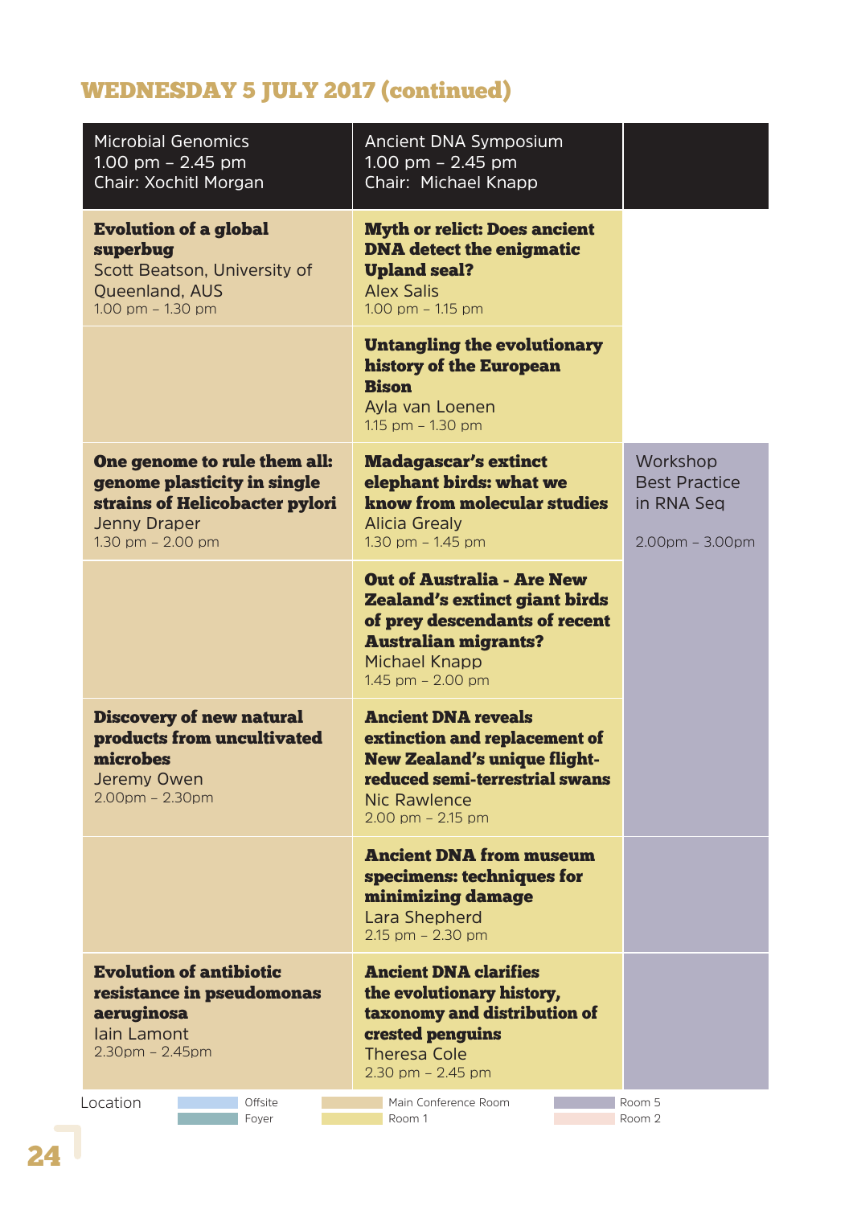## WEDNESDAY 5 JULY 2017 (continued)

| Microbial Genomics<br>1.00 pm – 2.45 pm<br>Chair: Xochitl Morgan | Ancient DNA Symposium<br>1.00 pm – 2.45 pm<br>Chair: Michael Knapp | |
|---|---|---|
| **Evolution of a global superbug**<br>Scott Beatson, University of Queenland, AUS<br>1.00 pm – 1.30 pm | **Myth or relict: Does ancient DNA detect the enigmatic Upland seal?**<br>Alex Salis<br>1.00 pm – 1.15 pm | |
| | **Untangling the evolutionary history of the European Bison**<br>Ayla van Loenen<br>1.15 pm – 1.30 pm | |
| **One genome to rule them all: genome plasticity in single strains of Helicobacter pylori**<br>Jenny Draper<br>1.30 pm – 2.00 pm | **Madagascar's extinct elephant birds: what we know from molecular studies**<br>Alicia Grealy<br>1.30 pm – 1.45 pm | Workshop<br>Best Practice in RNA Seq<br><br>2.00pm – 3.00pm |
| | **Out of Australia - Are New Zealand's extinct giant birds of prey descendants of recent Australian migrants?**<br>Michael Knapp<br>1.45 pm – 2.00 pm | |
| **Discovery of new natural products from uncultivated microbes**<br>Jeremy Owen<br>2.00pm – 2.30pm | **Ancient DNA reveals extinction and replacement of New Zealand's unique flight-reduced semi-terrestrial swans**<br>Nic Rawlence<br>2.00 pm – 2.15 pm | |
| | **Ancient DNA from museum specimens: techniques for minimizing damage**<br>Lara Shepherd<br>2.15 pm – 2.30 pm | |
| **Evolution of antibiotic resistance in pseudomonas aeruginosa**<br>Iain Lamont<br>2.30pm – 2.45pm | **Ancient DNA clarifies the evolutionary history, taxonomy and distribution of crested penguins**<br>Theresa Cole<br>2.30 pm – 2.45 pm | |

Location: Offsite | Foyer | Main Conference Room | Room 1 | Room 5 | Room 2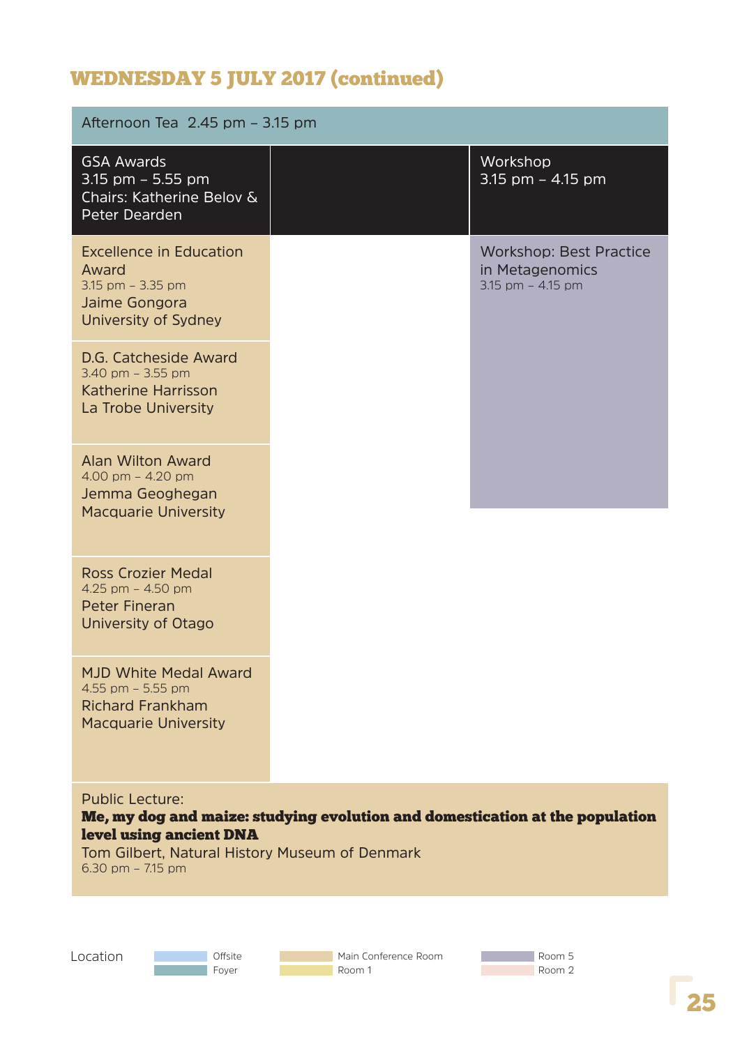# WEDNESDAY 5 JULY 2017 (continued)

| Afternoon Tea 2.45 pm – 3.15 pm | | |
|---|---|---|
| **GSA Awards** 3.15 pm – 5.55 pm Chairs: Katherine Belov & Peter Dearden | | **Workshop** 3.15 pm – 4.15 pm |
| Excellence in Education Award 3.15 pm – 3.35 pm Jaime Gongora University of Sydney | | Workshop: Best Practice in Metagenomics 3.15 pm – 4.15 pm |
| D.G. Catcheside Award 3.40 pm – 3.55 pm Katherine Harrisson La Trobe University | | |
| Alan Wilton Award 4.00 pm – 4.20 pm Jemma Geoghegan Macquarie University | | |
| Ross Crozier Medal 4.25 pm – 4.50 pm Peter Fineran University of Otago | | |
| MJD White Medal Award 4.55 pm – 5.55 pm Richard Frankham Macquarie University | | |

Public Lecture:
**Me, my dog and maize: studying evolution and domestication at the population level using ancient DNA**
Tom Gilbert, Natural History Museum of Denmark
6.30 pm – 7.15 pm

Location: Offsite · Foyer · Main Conference Room · Room 1 · Room 5 · Room 2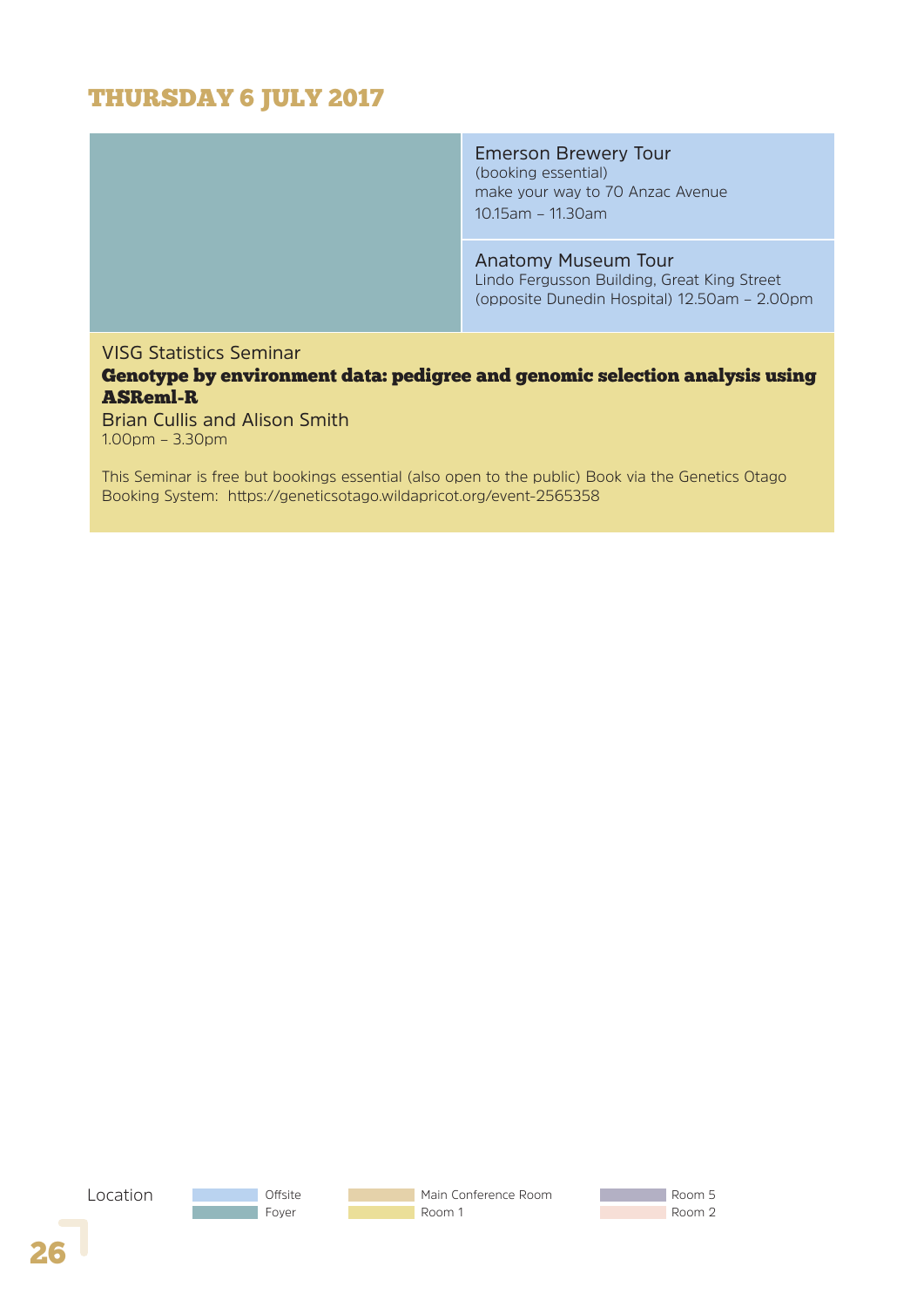## THURSDAY 6 JULY 2017

**Emerson Brewery Tour**
(booking essential)
make your way to 70 Anzac Avenue
10.15am – 11.30am

**Anatomy Museum Tour**
Lindo Fergusson Building, Great King Street
(opposite Dunedin Hospital) 12.50am – 2.00pm

VISG Statistics Seminar

**Genotype by environment data: pedigree and genomic selection analysis using ASReml-R**

Brian Cullis and Alison Smith
1.00pm – 3.30pm

This Seminar is free but bookings essential (also open to the public) Book via the Genetics Otago Booking System: https://geneticsotago.wildapricot.org/event-2565358

Location: Offsite | Foyer | Main Conference Room | Room 1 | Room 5 | Room 2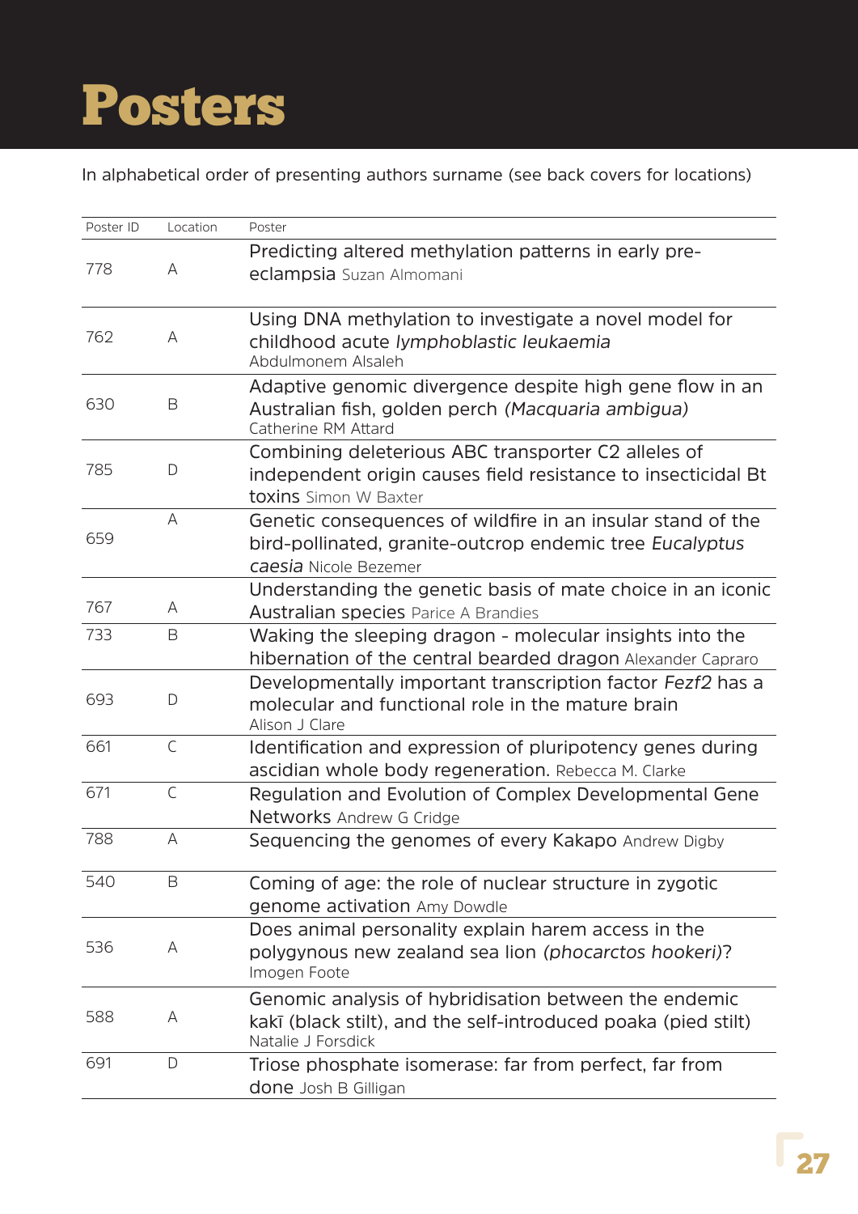# Posters

In alphabetical order of presenting authors surname (see back covers for locations)

| Poster ID | Location | Poster |
|---|---|---|
| 778 | A | Predicting altered methylation patterns in early pre-eclampsia Suzan Almomani |
| 762 | A | Using DNA methylation to investigate a novel model for childhood acute *lymphoblastic leukaemia* Abdulmonem Alsaleh |
| 630 | B | Adaptive genomic divergence despite high gene flow in an Australian fish, golden perch *(Macquaria ambigua)* Catherine RM Attard |
| 785 | D | Combining deleterious ABC transporter C2 alleles of independent origin causes field resistance to insecticidal Bt toxins Simon W Baxter |
| 659 | A | Genetic consequences of wildfire in an insular stand of the bird-pollinated, granite-outcrop endemic tree *Eucalyptus caesia* Nicole Bezemer |
| 767 | A | Understanding the genetic basis of mate choice in an iconic Australian species Parice A Brandies |
| 733 | B | Waking the sleeping dragon - molecular insights into the hibernation of the central bearded dragon Alexander Capraro |
| 693 | D | Developmentally important transcription factor *Fezf2* has a molecular and functional role in the mature brain Alison J Clare |
| 661 | C | Identification and expression of pluripotency genes during ascidian whole body regeneration. Rebecca M. Clarke |
| 671 | C | Regulation and Evolution of Complex Developmental Gene Networks Andrew G Cridge |
| 788 | A | Sequencing the genomes of every Kakapo Andrew Digby |
| 540 | B | Coming of age: the role of nuclear structure in zygotic genome activation Amy Dowdle |
| 536 | A | Does animal personality explain harem access in the polygynous new zealand sea lion *(phocarctos hookeri)*? Imogen Foote |
| 588 | A | Genomic analysis of hybridisation between the endemic kakī (black stilt), and the self-introduced poaka (pied stilt) Natalie J Forsdick |
| 691 | D | Triose phosphate isomerase: far from perfect, far from done Josh B Gilligan |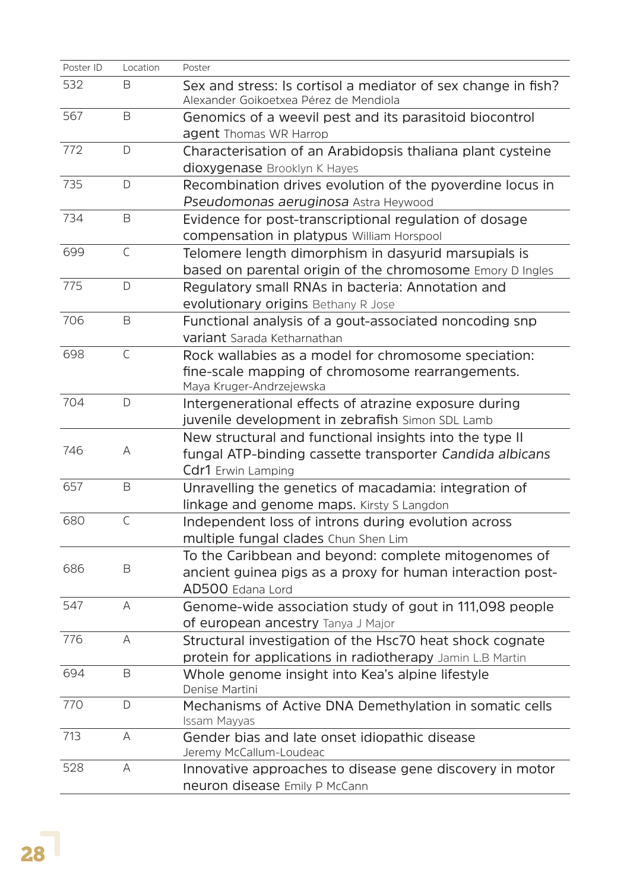| Poster ID | Location | Poster |
|---|---|---|
| 532 | B | Sex and stress: Is cortisol a mediator of sex change in fish? Alexander Goikoetxea Pérez de Mendiola |
| 567 | B | Genomics of a weevil pest and its parasitoid biocontrol agent Thomas WR Harrop |
| 772 | D | Characterisation of an Arabidopsis thaliana plant cysteine dioxygenase Brooklyn K Hayes |
| 735 | D | Recombination drives evolution of the pyoverdine locus in *Pseudomonas aeruginosa* Astra Heywood |
| 734 | B | Evidence for post-transcriptional regulation of dosage compensation in platypus William Horspool |
| 699 | C | Telomere length dimorphism in dasyurid marsupials is based on parental origin of the chromosome Emory D Ingles |
| 775 | D | Regulatory small RNAs in bacteria: Annotation and evolutionary origins Bethany R Jose |
| 706 | B | Functional analysis of a gout-associated noncoding snp variant Sarada Ketharnathan |
| 698 | C | Rock wallabies as a model for chromosome speciation: fine-scale mapping of chromosome rearrangements. Maya Kruger-Andrzejewska |
| 704 | D | Intergenerational effects of atrazine exposure during juvenile development in zebrafish Simon SDL Lamb |
| 746 | A | New structural and functional insights into the type II fungal ATP-binding cassette transporter *Candida albicans* Cdr1 Erwin Lamping |
| 657 | B | Unravelling the genetics of macadamia: integration of linkage and genome maps. Kirsty S Langdon |
| 680 | C | Independent loss of introns during evolution across multiple fungal clades Chun Shen Lim |
| 686 | B | To the Caribbean and beyond: complete mitogenomes of ancient guinea pigs as a proxy for human interaction post-AD500 Edana Lord |
| 547 | A | Genome-wide association study of gout in 111,098 people of european ancestry Tanya J Major |
| 776 | A | Structural investigation of the Hsc70 heat shock cognate protein for applications in radiotherapy Jamin L.B Martin |
| 694 | B | Whole genome insight into Kea's alpine lifestyle Denise Martini |
| 770 | D | Mechanisms of Active DNA Demethylation in somatic cells Issam Mayyas |
| 713 | A | Gender bias and late onset idiopathic disease Jeremy McCallum-Loudeac |
| 528 | A | Innovative approaches to disease gene discovery in motor neuron disease Emily P McCann |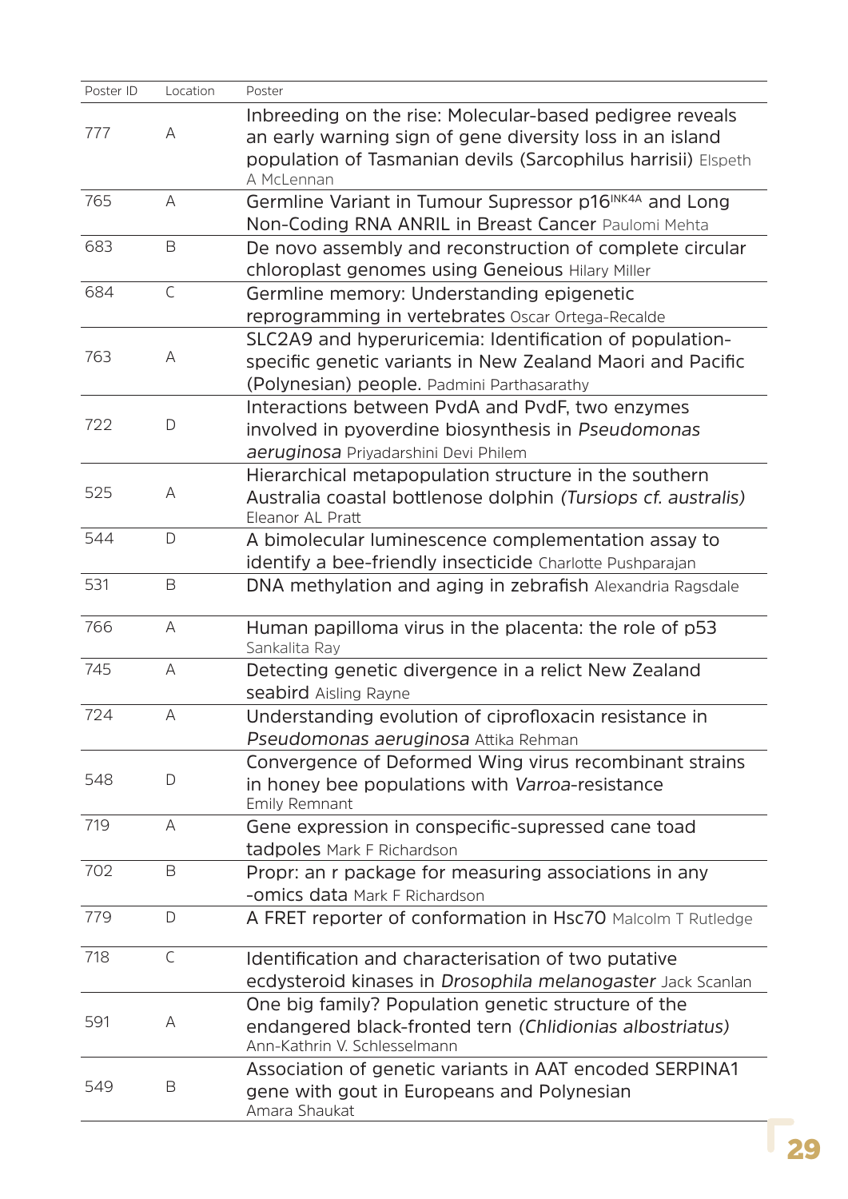| Poster ID | Location | Poster |
|---|---|---|
| 777 | A | Inbreeding on the rise: Molecular-based pedigree reveals an early warning sign of gene diversity loss in an island population of Tasmanian devils (Sarcophilus harrisii) Elspeth A McLennan |
| 765 | A | Germline Variant in Tumour Supressor p16$^{INK4A}$ and Long Non-Coding RNA ANRIL in Breast Cancer Paulomi Mehta |
| 683 | B | De novo assembly and reconstruction of complete circular chloroplast genomes using Geneious Hilary Miller |
| 684 | C | Germline memory: Understanding epigenetic reprogramming in vertebrates Oscar Ortega-Recalde |
| 763 | A | SLC2A9 and hyperuricemia: Identification of population-specific genetic variants in New Zealand Maori and Pacific (Polynesian) people. Padmini Parthasarathy |
| 722 | D | Interactions between PvdA and PvdF, two enzymes involved in pyoverdine biosynthesis in *Pseudomonas aeruginosa* Priyadarshini Devi Philem |
| 525 | A | Hierarchical metapopulation structure in the southern Australia coastal bottlenose dolphin *(Tursiops cf. australis)* Eleanor AL Pratt |
| 544 | D | A bimolecular luminescence complementation assay to identify a bee-friendly insecticide Charlotte Pushparajan |
| 531 | B | DNA methylation and aging in zebrafish Alexandria Ragsdale |
| 766 | A | Human papilloma virus in the placenta: the role of p53 Sankalita Ray |
| 745 | A | Detecting genetic divergence in a relict New Zealand seabird Aisling Rayne |
| 724 | A | Understanding evolution of ciprofloxacin resistance in *Pseudomonas aeruginosa* Attika Rehman |
| 548 | D | Convergence of Deformed Wing virus recombinant strains in honey bee populations with *Varroa*-resistance Emily Remnant |
| 719 | A | Gene expression in conspecific-supressed cane toad tadpoles Mark F Richardson |
| 702 | B | Propr: an r package for measuring associations in any -omics data Mark F Richardson |
| 779 | D | A FRET reporter of conformation in Hsc70 Malcolm T Rutledge |
| 718 | C | Identification and characterisation of two putative ecdysteroid kinases in *Drosophila melanogaster* Jack Scanlan |
| 591 | A | One big family? Population genetic structure of the endangered black-fronted tern *(Chlidonias albostriatus)* Ann-Kathrin V. Schlesselmann |
| 549 | B | Association of genetic variants in AAT encoded SERPINA1 gene with gout in Europeans and Polynesian Amara Shaukat |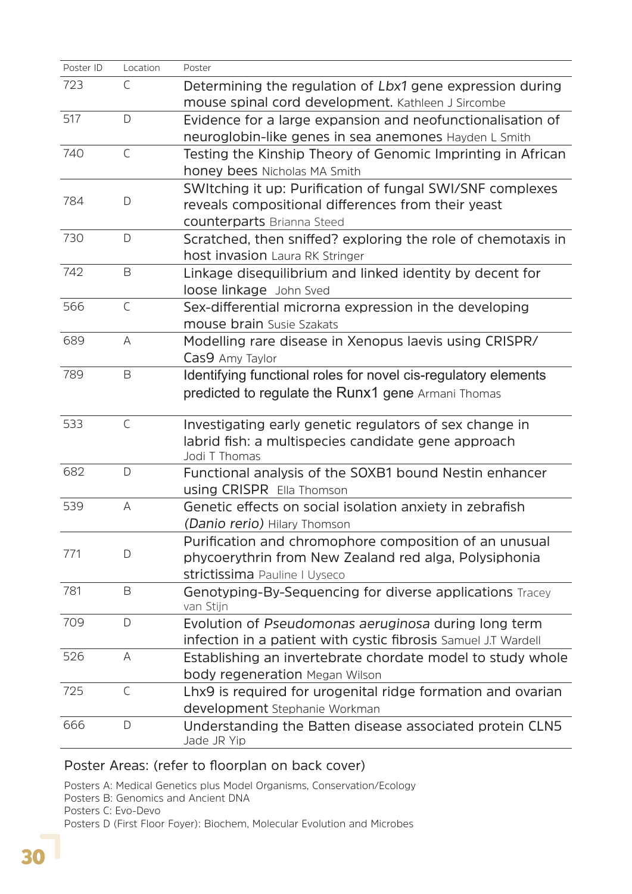| Poster ID | Location | Poster |
|---|---|---|
| 723 | C | Determining the regulation of *Lbx1* gene expression during mouse spinal cord development. Kathleen J Sircombe |
| 517 | D | Evidence for a large expansion and neofunctionalisation of neuroglobin-like genes in sea anemones Hayden L Smith |
| 740 | C | Testing the Kinship Theory of Genomic Imprinting in African honey bees Nicholas MA Smith |
| 784 | D | SWItching it up: Purification of fungal SWI/SNF complexes reveals compositional differences from their yeast counterparts Brianna Steed |
| 730 | D | Scratched, then sniffed? exploring the role of chemotaxis in host invasion Laura RK Stringer |
| 742 | B | Linkage disequilibrium and linked identity by decent for loose linkage John Sved |
| 566 | C | Sex-differential microrna expression in the developing mouse brain Susie Szakats |
| 689 | A | Modelling rare disease in Xenopus laevis using CRISPR/ Cas9 Amy Taylor |
| 789 | B | Identifying functional roles for novel cis-regulatory elements predicted to regulate the Runx1 gene Armani Thomas |
| 533 | C | Investigating early genetic regulators of sex change in labrid fish: a multispecies candidate gene approach Jodi T Thomas |
| 682 | D | Functional analysis of the SOXB1 bound Nestin enhancer using CRISPR Ella Thomson |
| 539 | A | Genetic effects on social isolation anxiety in zebrafish *(Danio rerio)* Hilary Thomson |
| 771 | D | Purification and chromophore composition of an unusual phycoerythrin from New Zealand red alga, Polysiphonia strictissima Pauline I Uyseco |
| 781 | B | Genotyping-By-Sequencing for diverse applications Tracey van Stijn |
| 709 | D | Evolution of *Pseudomonas aeruginosa* during long term infection in a patient with cystic fibrosis Samuel J.T Wardell |
| 526 | A | Establishing an invertebrate chordate model to study whole body regeneration Megan Wilson |
| 725 | C | Lhx9 is required for urogenital ridge formation and ovarian development Stephanie Workman |
| 666 | D | Understanding the Batten disease associated protein CLN5 Jade JR Yip |

Poster Areas: (refer to floorplan on back cover)

Posters A: Medical Genetics plus Model Organisms, Conservation/Ecology
Posters B: Genomics and Ancient DNA
Posters C: Evo-Devo
Posters D (First Floor Foyer): Biochem, Molecular Evolution and Microbes